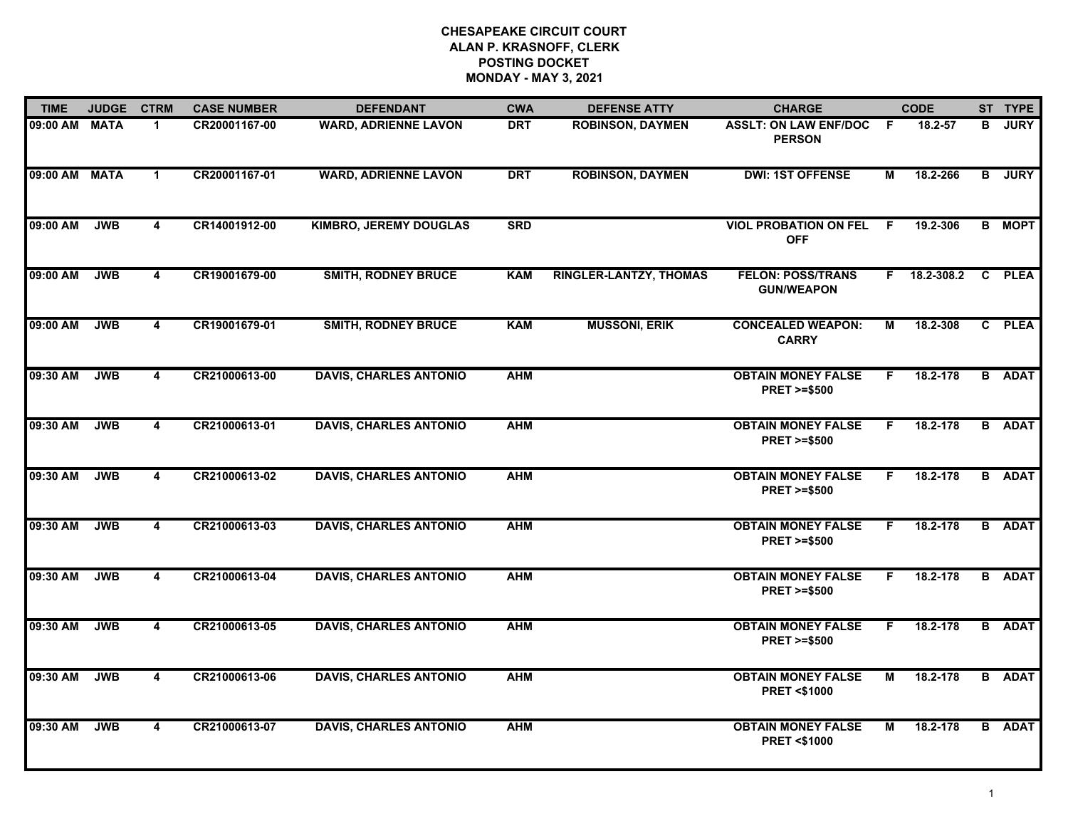# CHESAPEAKE CIRCUIT COURT
## ALAN P. KRASNOFF, CLERK
## POSTING DOCKET
## MONDAY - MAY 3, 2021

| TIME | JUDGE | CTRM | CASE NUMBER | DEFENDANT | CWA | DEFENSE ATTY | CHARGE | | CODE | ST | TYPE |
|---|---|---|---|---|---|---|---|---|---|---|---|
| 09:00 AM | MATA | 1 | CR20001167-00 | WARD, ADRIENNE LAVON | DRT | ROBINSON, DAYMEN | ASSLT: ON LAW ENF/DOC PERSON | F | 18.2-57 | B | JURY |
| 09:00 AM | MATA | 1 | CR20001167-01 | WARD, ADRIENNE LAVON | DRT | ROBINSON, DAYMEN | DWI: 1ST OFFENSE | M | 18.2-266 | B | JURY |
| 09:00 AM | JWB | 4 | CR14001912-00 | KIMBRO, JEREMY DOUGLAS | SRD | | VIOL PROBATION ON FEL OFF | F | 19.2-306 | B | MOPT |
| 09:00 AM | JWB | 4 | CR19001679-00 | SMITH, RODNEY BRUCE | KAM | RINGLER-LANTZY, THOMAS | FELON: POSS/TRANS GUN/WEAPON | F | 18.2-308.2 | C | PLEA |
| 09:00 AM | JWB | 4 | CR19001679-01 | SMITH, RODNEY BRUCE | KAM | MUSSONI, ERIK | CONCEALED WEAPON: CARRY | M | 18.2-308 | C | PLEA |
| 09:30 AM | JWB | 4 | CR21000613-00 | DAVIS, CHARLES ANTONIO | AHM | | OBTAIN MONEY FALSE PRET >=$500 | F | 18.2-178 | B | ADAT |
| 09:30 AM | JWB | 4 | CR21000613-01 | DAVIS, CHARLES ANTONIO | AHM | | OBTAIN MONEY FALSE PRET >=$500 | F | 18.2-178 | B | ADAT |
| 09:30 AM | JWB | 4 | CR21000613-02 | DAVIS, CHARLES ANTONIO | AHM | | OBTAIN MONEY FALSE PRET >=$500 | F | 18.2-178 | B | ADAT |
| 09:30 AM | JWB | 4 | CR21000613-03 | DAVIS, CHARLES ANTONIO | AHM | | OBTAIN MONEY FALSE PRET >=$500 | F | 18.2-178 | B | ADAT |
| 09:30 AM | JWB | 4 | CR21000613-04 | DAVIS, CHARLES ANTONIO | AHM | | OBTAIN MONEY FALSE PRET >=$500 | F | 18.2-178 | B | ADAT |
| 09:30 AM | JWB | 4 | CR21000613-05 | DAVIS, CHARLES ANTONIO | AHM | | OBTAIN MONEY FALSE PRET >=$500 | F | 18.2-178 | B | ADAT |
| 09:30 AM | JWB | 4 | CR21000613-06 | DAVIS, CHARLES ANTONIO | AHM | | OBTAIN MONEY FALSE PRET <$1000 | M | 18.2-178 | B | ADAT |
| 09:30 AM | JWB | 4 | CR21000613-07 | DAVIS, CHARLES ANTONIO | AHM | | OBTAIN MONEY FALSE PRET <$1000 | M | 18.2-178 | B | ADAT |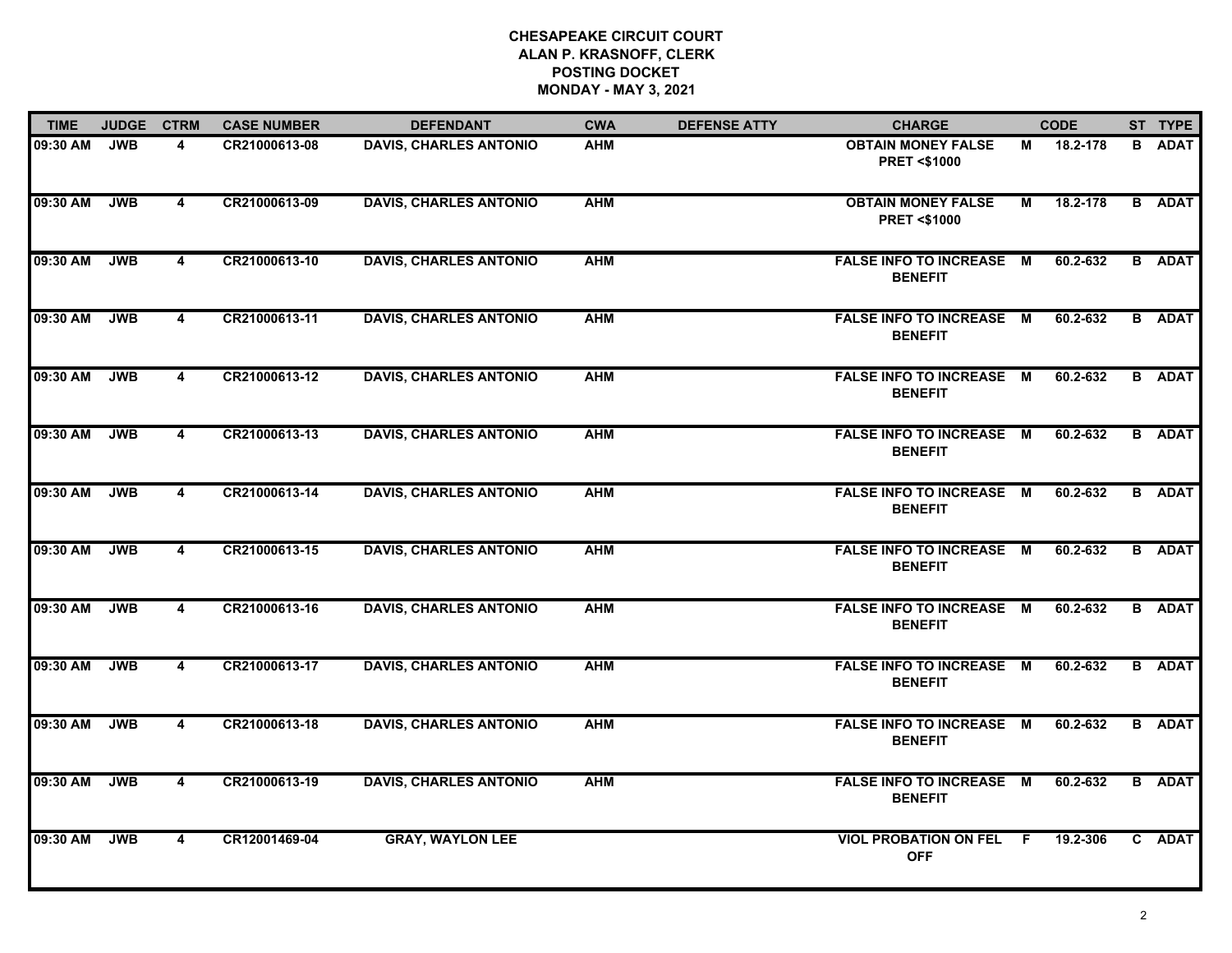**CHESAPEAKE CIRCUIT COURT**
**ALAN P. KRASNOFF, CLERK**
**POSTING DOCKET**
**MONDAY - MAY 3, 2021**

| TIME | JUDGE | CTRM | CASE NUMBER | DEFENDANT | CWA | DEFENSE ATTY | CHARGE | | CODE | ST | TYPE |
|---|---|---|---|---|---|---|---|---|---|---|---|
| 09:30 AM | JWB | 4 | CR21000613-08 | DAVIS, CHARLES ANTONIO | AHM | | OBTAIN MONEY FALSE PRET <$1000 | M | 18.2-178 | B | ADAT |
| 09:30 AM | JWB | 4 | CR21000613-09 | DAVIS, CHARLES ANTONIO | AHM | | OBTAIN MONEY FALSE PRET <$1000 | M | 18.2-178 | B | ADAT |
| 09:30 AM | JWB | 4 | CR21000613-10 | DAVIS, CHARLES ANTONIO | AHM | | FALSE INFO TO INCREASE BENEFIT | M | 60.2-632 | B | ADAT |
| 09:30 AM | JWB | 4 | CR21000613-11 | DAVIS, CHARLES ANTONIO | AHM | | FALSE INFO TO INCREASE BENEFIT | M | 60.2-632 | B | ADAT |
| 09:30 AM | JWB | 4 | CR21000613-12 | DAVIS, CHARLES ANTONIO | AHM | | FALSE INFO TO INCREASE BENEFIT | M | 60.2-632 | B | ADAT |
| 09:30 AM | JWB | 4 | CR21000613-13 | DAVIS, CHARLES ANTONIO | AHM | | FALSE INFO TO INCREASE BENEFIT | M | 60.2-632 | B | ADAT |
| 09:30 AM | JWB | 4 | CR21000613-14 | DAVIS, CHARLES ANTONIO | AHM | | FALSE INFO TO INCREASE BENEFIT | M | 60.2-632 | B | ADAT |
| 09:30 AM | JWB | 4 | CR21000613-15 | DAVIS, CHARLES ANTONIO | AHM | | FALSE INFO TO INCREASE BENEFIT | M | 60.2-632 | B | ADAT |
| 09:30 AM | JWB | 4 | CR21000613-16 | DAVIS, CHARLES ANTONIO | AHM | | FALSE INFO TO INCREASE BENEFIT | M | 60.2-632 | B | ADAT |
| 09:30 AM | JWB | 4 | CR21000613-17 | DAVIS, CHARLES ANTONIO | AHM | | FALSE INFO TO INCREASE BENEFIT | M | 60.2-632 | B | ADAT |
| 09:30 AM | JWB | 4 | CR21000613-18 | DAVIS, CHARLES ANTONIO | AHM | | FALSE INFO TO INCREASE BENEFIT | M | 60.2-632 | B | ADAT |
| 09:30 AM | JWB | 4 | CR21000613-19 | DAVIS, CHARLES ANTONIO | AHM | | FALSE INFO TO INCREASE BENEFIT | M | 60.2-632 | B | ADAT |
| 09:30 AM | JWB | 4 | CR12001469-04 | GRAY, WAYLON LEE | | | VIOL PROBATION ON FEL OFF | F | 19.2-306 | C | ADAT |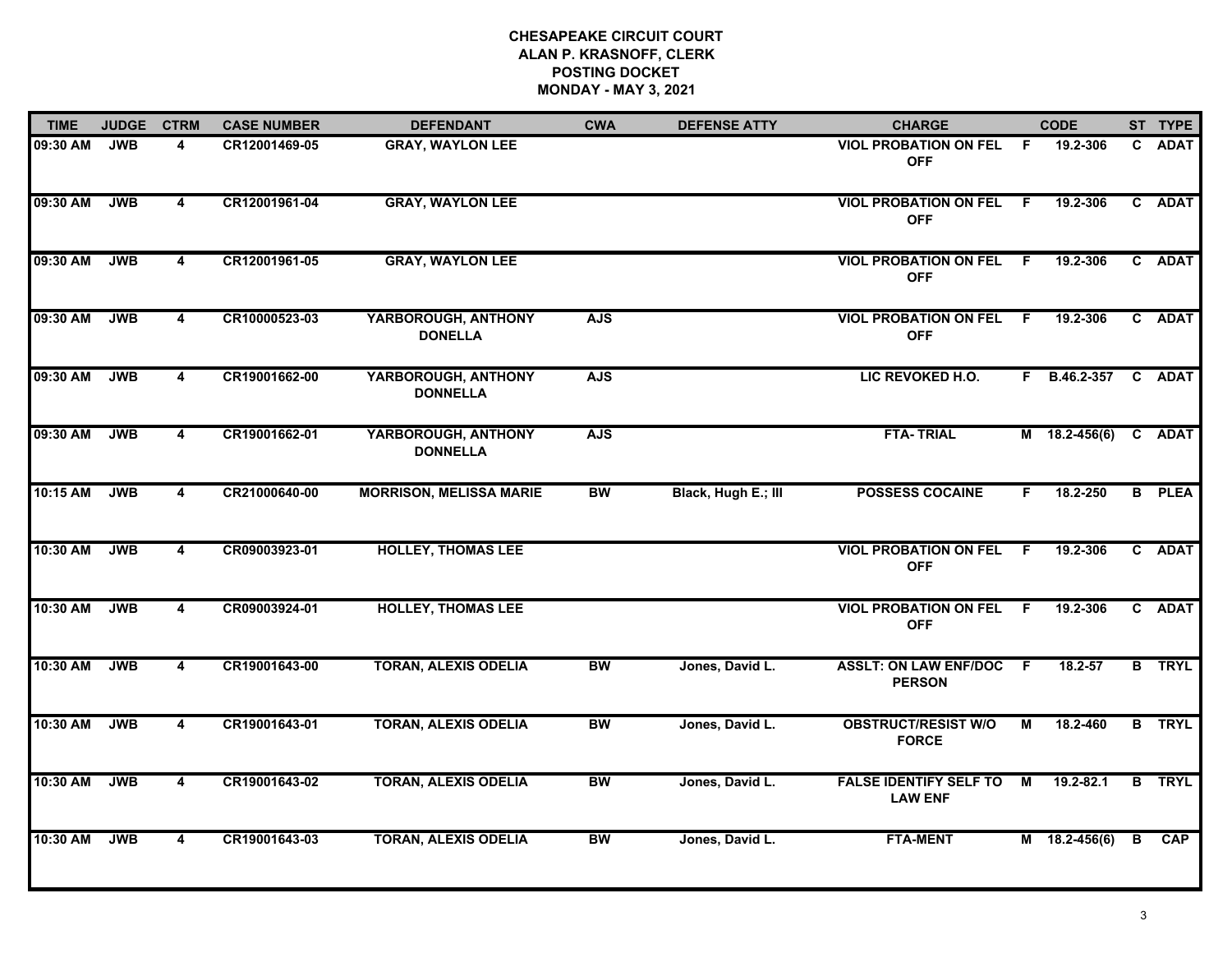# CHESAPEAKE CIRCUIT COURT
## ALAN P. KRASNOFF, CLERK
## POSTING DOCKET
## MONDAY - MAY 3, 2021

| TIME | JUDGE | CTRM | CASE NUMBER | DEFENDANT | CWA | DEFENSE ATTY | CHARGE | | CODE | ST | TYPE |
|---|---|---|---|---|---|---|---|---|---|---|---|
| 09:30 AM | JWB | 4 | CR12001469-05 | GRAY, WAYLON LEE | | | VIOL PROBATION ON FEL OFF | F | 19.2-306 | C | ADAT |
| 09:30 AM | JWB | 4 | CR12001961-04 | GRAY, WAYLON LEE | | | VIOL PROBATION ON FEL OFF | F | 19.2-306 | C | ADAT |
| 09:30 AM | JWB | 4 | CR12001961-05 | GRAY, WAYLON LEE | | | VIOL PROBATION ON FEL OFF | F | 19.2-306 | C | ADAT |
| 09:30 AM | JWB | 4 | CR10000523-03 | YARBOROUGH, ANTHONY DONELLA | AJS | | VIOL PROBATION ON FEL OFF | F | 19.2-306 | C | ADAT |
| 09:30 AM | JWB | 4 | CR19001662-00 | YARBOROUGH, ANTHONY DONNELLA | AJS | | LIC REVOKED H.O. | F | B.46.2-357 | C | ADAT |
| 09:30 AM | JWB | 4 | CR19001662-01 | YARBOROUGH, ANTHONY DONNELLA | AJS | | FTA- TRIAL | M | 18.2-456(6) | C | ADAT |
| 10:15 AM | JWB | 4 | CR21000640-00 | MORRISON, MELISSA MARIE | BW | Black, Hugh E.; III | POSSESS COCAINE | F | 18.2-250 | B | PLEA |
| 10:30 AM | JWB | 4 | CR09003923-01 | HOLLEY, THOMAS LEE | | | VIOL PROBATION ON FEL OFF | F | 19.2-306 | C | ADAT |
| 10:30 AM | JWB | 4 | CR09003924-01 | HOLLEY, THOMAS LEE | | | VIOL PROBATION ON FEL OFF | F | 19.2-306 | C | ADAT |
| 10:30 AM | JWB | 4 | CR19001643-00 | TORAN, ALEXIS ODELIA | BW | Jones, David L. | ASSLT: ON LAW ENF/DOC PERSON | F | 18.2-57 | B | TRYL |
| 10:30 AM | JWB | 4 | CR19001643-01 | TORAN, ALEXIS ODELIA | BW | Jones, David L. | OBSTRUCT/RESIST W/O FORCE | M | 18.2-460 | B | TRYL |
| 10:30 AM | JWB | 4 | CR19001643-02 | TORAN, ALEXIS ODELIA | BW | Jones, David L. | FALSE IDENTIFY SELF TO LAW ENF | M | 19.2-82.1 | B | TRYL |
| 10:30 AM | JWB | 4 | CR19001643-03 | TORAN, ALEXIS ODELIA | BW | Jones, David L. | FTA-MENT | M | 18.2-456(6) | B | CAP |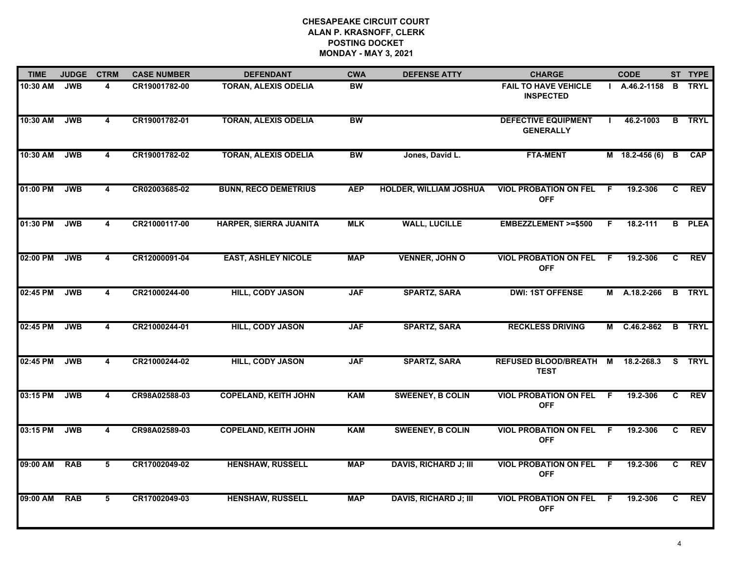**CHESAPEAKE CIRCUIT COURT**
**ALAN P. KRASNOFF, CLERK**
**POSTING DOCKET**
**MONDAY - MAY 3, 2021**

| TIME | JUDGE | CTRM | CASE NUMBER | DEFENDANT | CWA | DEFENSE ATTY | CHARGE | | CODE | ST | TYPE |
|---|---|---|---|---|---|---|---|---|---|---|---|
| 10:30 AM | JWB | 4 | CR19001782-00 | TORAN, ALEXIS ODELIA | BW | | FAIL TO HAVE VEHICLE INSPECTED | I | A.46.2-1158 | B | TRYL |
| 10:30 AM | JWB | 4 | CR19001782-01 | TORAN, ALEXIS ODELIA | BW | | DEFECTIVE EQUIPMENT GENERALLY | I | 46.2-1003 | B | TRYL |
| 10:30 AM | JWB | 4 | CR19001782-02 | TORAN, ALEXIS ODELIA | BW | Jones, David L. | FTA-MENT | M | 18.2-456 (6) | B | CAP |
| 01:00 PM | JWB | 4 | CR02003685-02 | BUNN, RECO DEMETRIUS | AEP | HOLDER, WILLIAM JOSHUA | VIOL PROBATION ON FEL OFF | F | 19.2-306 | C | REV |
| 01:30 PM | JWB | 4 | CR21000117-00 | HARPER, SIERRA JUANITA | MLK | WALL, LUCILLE | EMBEZZLEMENT >=$500 | F | 18.2-111 | B | PLEA |
| 02:00 PM | JWB | 4 | CR12000091-04 | EAST, ASHLEY NICOLE | MAP | VENNER, JOHN O | VIOL PROBATION ON FEL OFF | F | 19.2-306 | C | REV |
| 02:45 PM | JWB | 4 | CR21000244-00 | HILL, CODY JASON | JAF | SPARTZ, SARA | DWI: 1ST OFFENSE | M | A.18.2-266 | B | TRYL |
| 02:45 PM | JWB | 4 | CR21000244-01 | HILL, CODY JASON | JAF | SPARTZ, SARA | RECKLESS DRIVING | M | C.46.2-862 | B | TRYL |
| 02:45 PM | JWB | 4 | CR21000244-02 | HILL, CODY JASON | JAF | SPARTZ, SARA | REFUSED BLOOD/BREATH TEST | M | 18.2-268.3 | S | TRYL |
| 03:15 PM | JWB | 4 | CR98A02588-03 | COPELAND, KEITH JOHN | KAM | SWEENEY, B COLIN | VIOL PROBATION ON FEL OFF | F | 19.2-306 | C | REV |
| 03:15 PM | JWB | 4 | CR98A02589-03 | COPELAND, KEITH JOHN | KAM | SWEENEY, B COLIN | VIOL PROBATION ON FEL OFF | F | 19.2-306 | C | REV |
| 09:00 AM | RAB | 5 | CR17002049-02 | HENSHAW, RUSSELL | MAP | DAVIS, RICHARD J; III | VIOL PROBATION ON FEL OFF | F | 19.2-306 | C | REV |
| 09:00 AM | RAB | 5 | CR17002049-03 | HENSHAW, RUSSELL | MAP | DAVIS, RICHARD J; III | VIOL PROBATION ON FEL OFF | F | 19.2-306 | C | REV |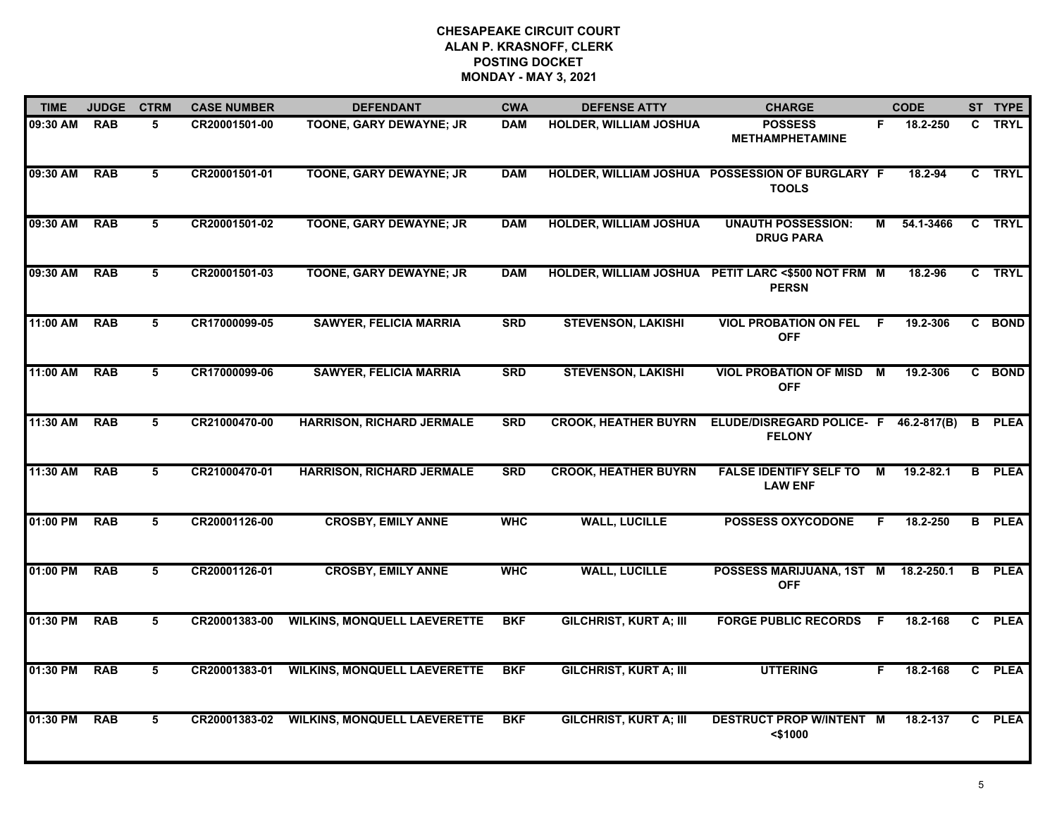# CHESAPEAKE CIRCUIT COURT
## ALAN P. KRASNOFF, CLERK
## POSTING DOCKET
## MONDAY - MAY 3, 2021

| TIME | JUDGE | CTRM | CASE NUMBER | DEFENDANT | CWA | DEFENSE ATTY | CHARGE | | CODE | ST | TYPE |
|---|---|---|---|---|---|---|---|---|---|---|---|
| 09:30 AM | RAB | 5 | CR20001501-00 | TOONE, GARY DEWAYNE; JR | DAM | HOLDER, WILLIAM JOSHUA | POSSESS METHAMPHETAMINE | F | 18.2-250 | C | TRYL |
| 09:30 AM | RAB | 5 | CR20001501-01 | TOONE, GARY DEWAYNE; JR | DAM | HOLDER, WILLIAM JOSHUA | POSSESSION OF BURGLARY TOOLS | F | 18.2-94 | C | TRYL |
| 09:30 AM | RAB | 5 | CR20001501-02 | TOONE, GARY DEWAYNE; JR | DAM | HOLDER, WILLIAM JOSHUA | UNAUTH POSSESSION: DRUG PARA | M | 54.1-3466 | C | TRYL |
| 09:30 AM | RAB | 5 | CR20001501-03 | TOONE, GARY DEWAYNE; JR | DAM | HOLDER, WILLIAM JOSHUA | PETIT LARC <$500 NOT FRM PERSN | M | 18.2-96 | C | TRYL |
| 11:00 AM | RAB | 5 | CR17000099-05 | SAWYER, FELICIA MARRIA | SRD | STEVENSON, LAKISHI | VIOL PROBATION ON FEL OFF | F | 19.2-306 | C | BOND |
| 11:00 AM | RAB | 5 | CR17000099-06 | SAWYER, FELICIA MARRIA | SRD | STEVENSON, LAKISHI | VIOL PROBATION OF MISD OFF | M | 19.2-306 | C | BOND |
| 11:30 AM | RAB | 5 | CR21000470-00 | HARRISON, RICHARD JERMALE | SRD | CROOK, HEATHER BUYRN | ELUDE/DISREGARD POLICE- FELONY | F | 46.2-817(B) | B | PLEA |
| 11:30 AM | RAB | 5 | CR21000470-01 | HARRISON, RICHARD JERMALE | SRD | CROOK, HEATHER BUYRN | FALSE IDENTIFY SELF TO LAW ENF | M | 19.2-82.1 | B | PLEA |
| 01:00 PM | RAB | 5 | CR20001126-00 | CROSBY, EMILY ANNE | WHC | WALL, LUCILLE | POSSESS OXYCODONE | F | 18.2-250 | B | PLEA |
| 01:00 PM | RAB | 5 | CR20001126-01 | CROSBY, EMILY ANNE | WHC | WALL, LUCILLE | POSSESS MARIJUANA, 1ST OFF | M | 18.2-250.1 | B | PLEA |
| 01:30 PM | RAB | 5 | CR20001383-00 | WILKINS, MONQUELL LAEVERETTE | BKF | GILCHRIST, KURT A; III | FORGE PUBLIC RECORDS | F | 18.2-168 | C | PLEA |
| 01:30 PM | RAB | 5 | CR20001383-01 | WILKINS, MONQUELL LAEVERETTE | BKF | GILCHRIST, KURT A; III | UTTERING | F | 18.2-168 | C | PLEA |
| 01:30 PM | RAB | 5 | CR20001383-02 | WILKINS, MONQUELL LAEVERETTE | BKF | GILCHRIST, KURT A; III | DESTRUCT PROP W/INTENT <$1000 | M | 18.2-137 | C | PLEA |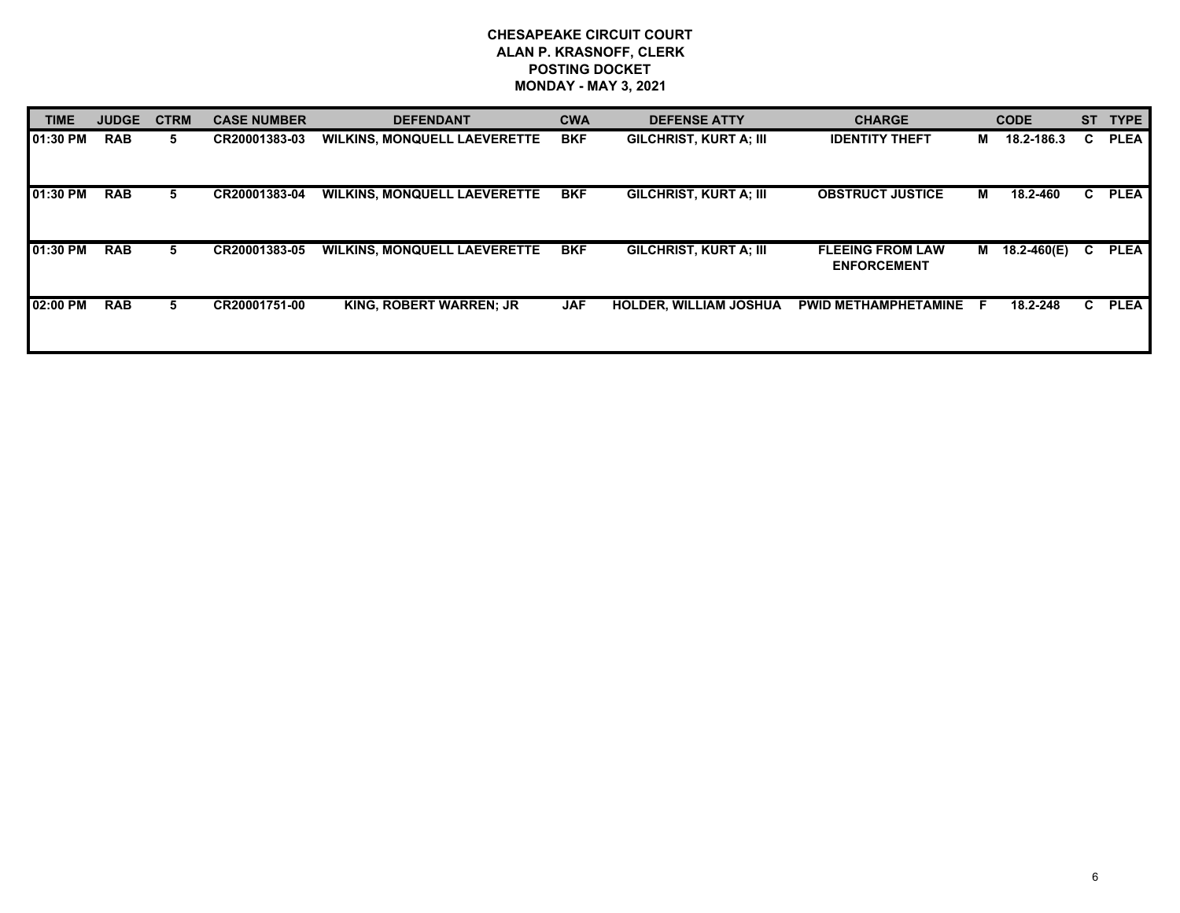**CHESAPEAKE CIRCUIT COURT**
**ALAN P. KRASNOFF, CLERK**
**POSTING DOCKET**
**MONDAY - MAY 3, 2021**

| TIME | JUDGE | CTRM | CASE NUMBER | DEFENDANT | CWA | DEFENSE ATTY | CHARGE | | CODE | ST | TYPE |
|---|---|---|---|---|---|---|---|---|---|---|---|
| 01:30 PM | RAB | 5 | CR20001383-03 | WILKINS, MONQUELL LAEVERETTE | BKF | GILCHRIST, KURT A; III | IDENTITY THEFT | M | 18.2-186.3 | C | PLEA |
| 01:30 PM | RAB | 5 | CR20001383-04 | WILKINS, MONQUELL LAEVERETTE | BKF | GILCHRIST, KURT A; III | OBSTRUCT JUSTICE | M | 18.2-460 | C | PLEA |
| 01:30 PM | RAB | 5 | CR20001383-05 | WILKINS, MONQUELL LAEVERETTE | BKF | GILCHRIST, KURT A; III | FLEEING FROM LAW ENFORCEMENT | M | 18.2-460(E) | C | PLEA |
| 02:00 PM | RAB | 5 | CR20001751-00 | KING, ROBERT WARREN; JR | JAF | HOLDER, WILLIAM JOSHUA | PWID METHAMPHETAMINE | F | 18.2-248 | C | PLEA |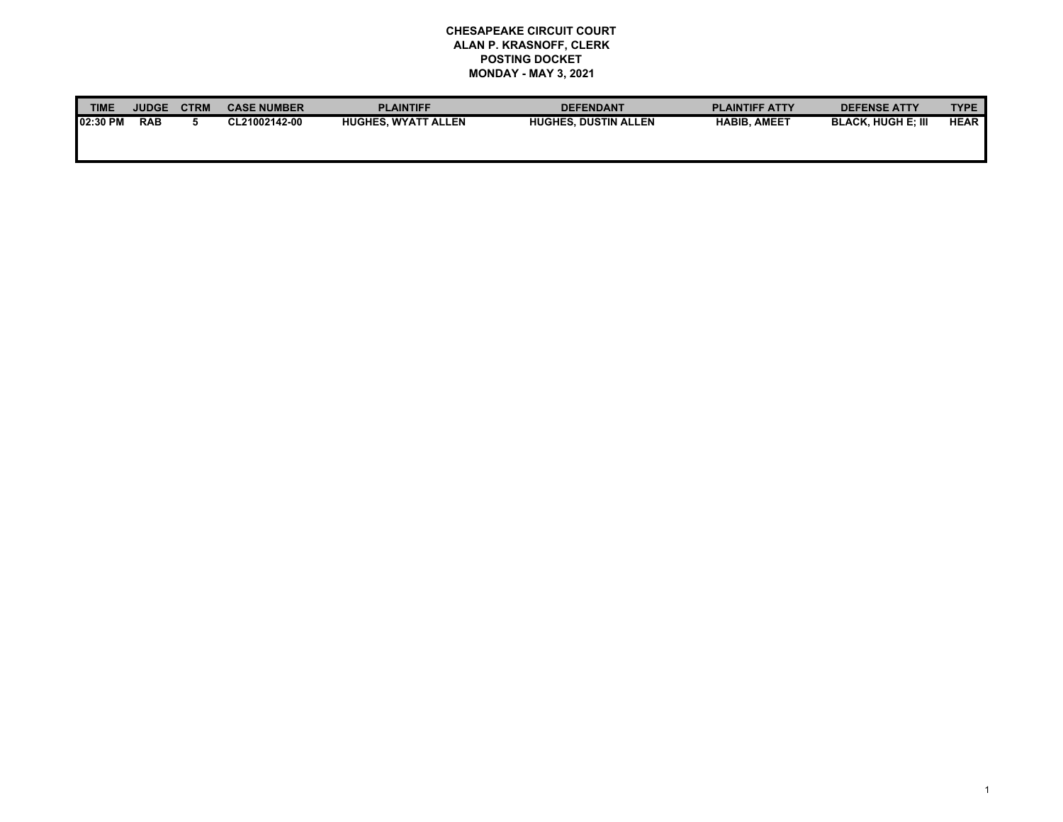**CHESAPEAKE CIRCUIT COURT**
**ALAN P. KRASNOFF, CLERK**
**POSTING DOCKET**
**MONDAY - MAY 3, 2021**

| TIME | JUDGE | CTRM | CASE NUMBER | PLAINTIFF | DEFENDANT | PLAINTIFF ATTY | DEFENSE ATTY | TYPE |
|---|---|---|---|---|---|---|---|---|
| 02:30 PM | RAB | 5 | CL21002142-00 | HUGHES, WYATT ALLEN | HUGHES, DUSTIN ALLEN | HABIB, AMEET | BLACK, HUGH E; III | HEAR |